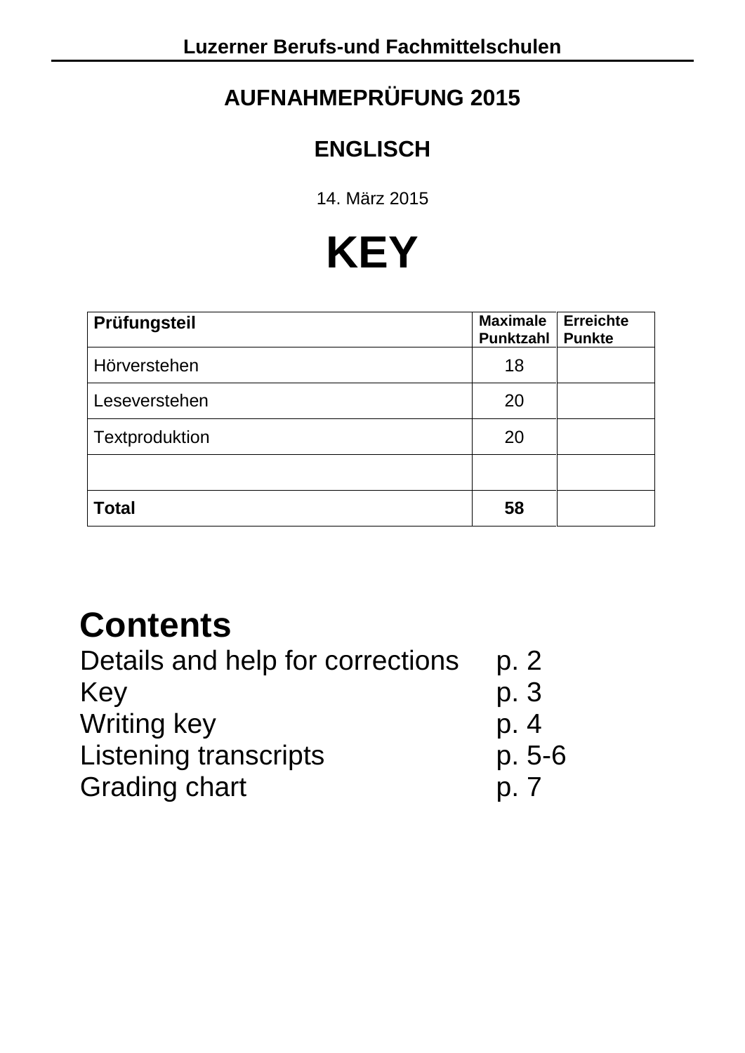**Luzerner Berufs-und Fachmittelschulen**

# AUFNAHMEPRÜFUNG 2015

## ENGLISCH

14. März 2015

# KEY

| Prüfungsteil | Maximale Punktzahl | Erreichte Punkte |
|---|---|---|
| Hörverstehen | 18 | |
| Leseverstehen | 20 | |
| Textproduktion | 20 | |
| | | |
| **Total** | **58** | |

## Contents

| | |
|---|---|
| Details and help for corrections | p. 2 |
| Key | p. 3 |
| Writing key | p. 4 |
| Listening transcripts | p. 5-6 |
| Grading chart | p. 7 |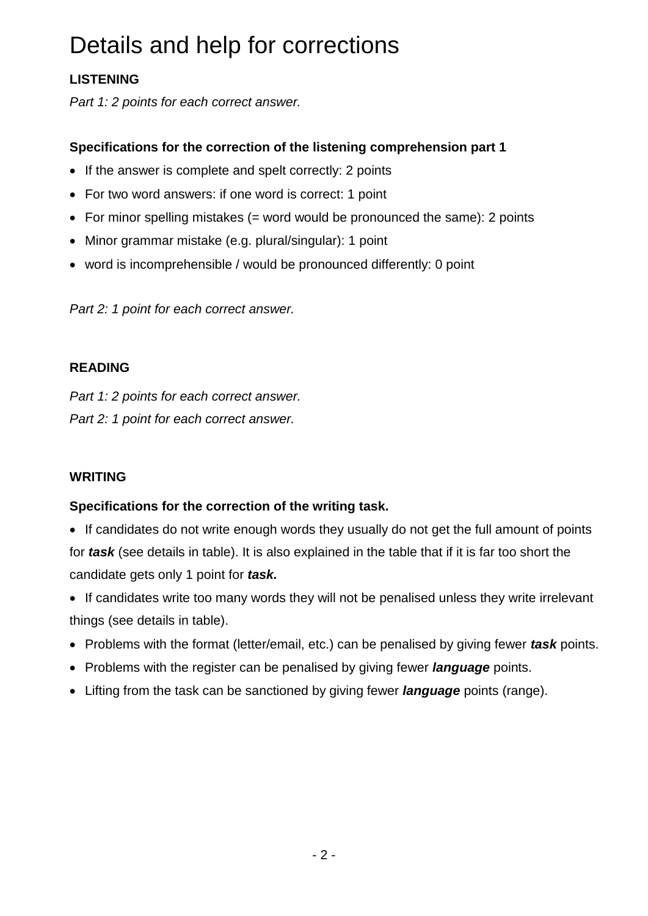# Details and help for corrections

**LISTENING**

*Part 1: 2 points for each correct answer.*

**Specifications for the correction of the listening comprehension part 1**

- If the answer is complete and spelt correctly: 2 points
- For two word answers: if one word is correct: 1 point
- For minor spelling mistakes (= word would be pronounced the same): 2 points
- Minor grammar mistake (e.g. plural/singular): 1 point
- word is incomprehensible / would be pronounced differently: 0 point

*Part 2: 1 point for each correct answer.*

**READING**

*Part 1: 2 points for each correct answer.*

*Part 2: 1 point for each correct answer.*

**WRITING**

**Specifications for the correction of the writing task.**

- If candidates do not write enough words they usually do not get the full amount of points for ***task*** (see details in table). It is also explained in the table that if it is far too short the candidate gets only 1 point for ***task.***
- If candidates write too many words they will not be penalised unless they write irrelevant things (see details in table).
- Problems with the format (letter/email, etc.) can be penalised by giving fewer ***task*** points.
- Problems with the register can be penalised by giving fewer ***language*** points.
- Lifting from the task can be sanctioned by giving fewer ***language*** points (range).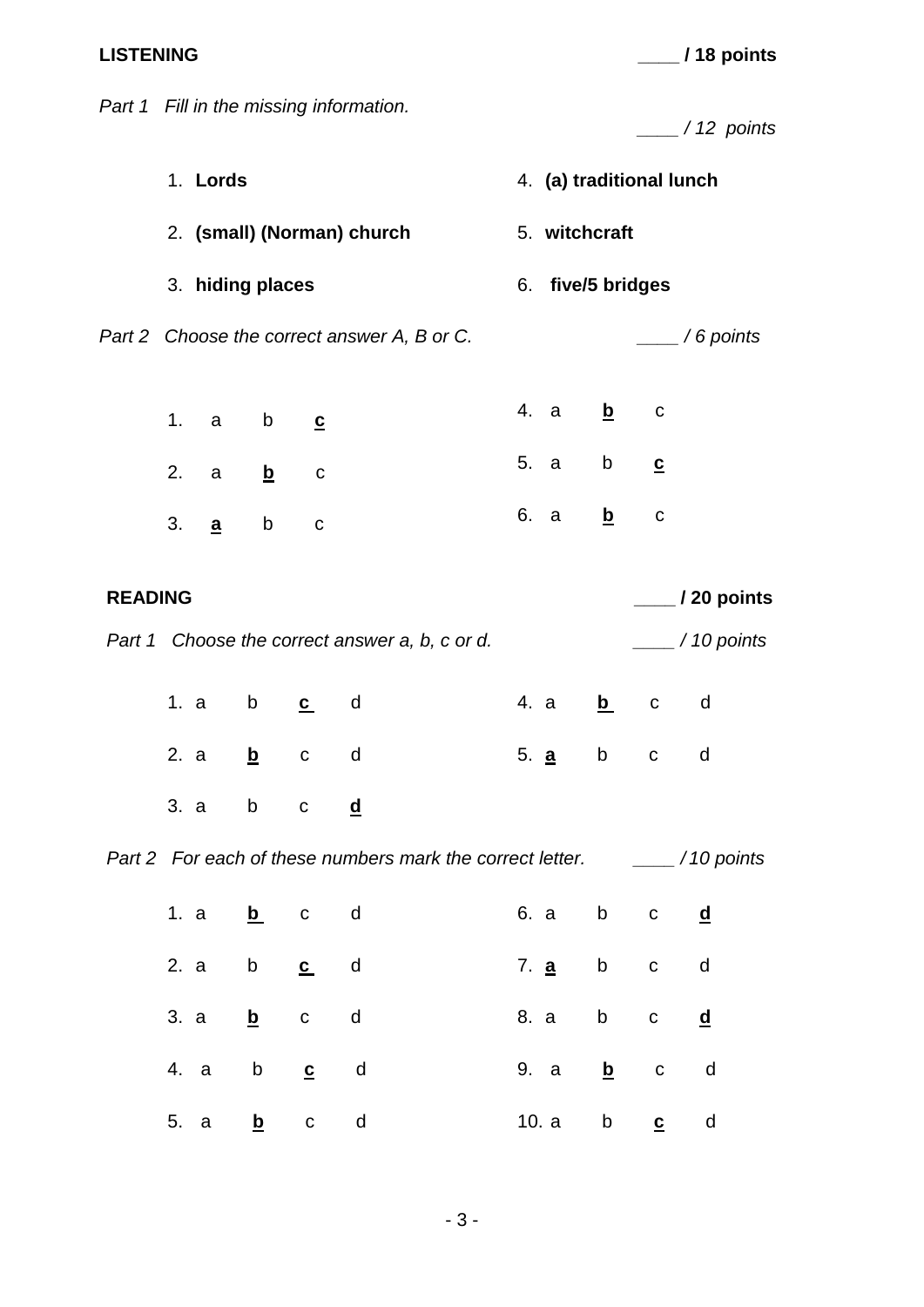**LISTENING** ____ **/ 18 points**

*Part 1 Fill in the missing information.* ____ */ 12 points*

| | |
|---|---|
| 1. **Lords** | 4. **(a) traditional lunch** |
| 2. **(small) (Norman) church** | 5. **witchcraft** |
| 3. **hiding places** | 6. **five/5 bridges** |

*Part 2 Choose the correct answer A, B or C.* ____ */ 6 points*

| | |
|---|---|
| 1. a b **c** | 4. a **b** c |
| 2. a **b** c | 5. a b **c** |
| 3. **a** b c | 6. a **b** c |

**READING** ____ **/ 20 points**

*Part 1 Choose the correct answer a, b, c or d.* ____ */ 10 points*

| | |
|---|---|
| 1. a b **c** d | 4. a **b** c d |
| 2. a **b** c d | 5. **a** b c d |
| 3. a b c **d** | |

*Part 2 For each of these numbers mark the correct letter.* ____ */ 10 points*

| | |
|---|---|
| 1. a **b** c d | 6. a b c **d** |
| 2. a b **c** d | 7. **a** b c d |
| 3. a **b** c d | 8. a b c **d** |
| 4. a b **c** d | 9. a **b** c d |
| 5. a **b** c d | 10. a b **c** d |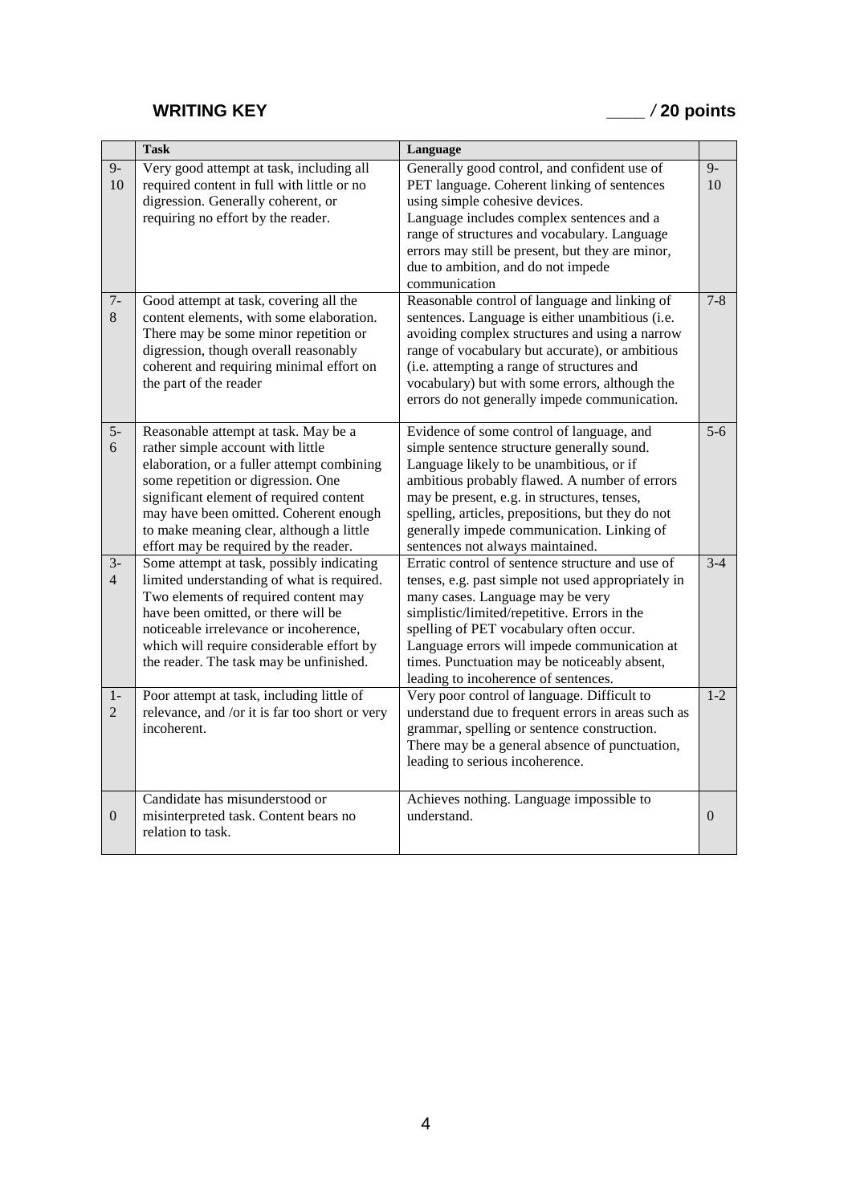**WRITING KEY** ____ / **20 points**

| | Task | Language | |
|---|---|---|---|
| 9-10 | Very good attempt at task, including all required content in full with little or no digression. Generally coherent, or requiring no effort by the reader. | Generally good control, and confident use of PET language. Coherent linking of sentences using simple cohesive devices. Language includes complex sentences and a range of structures and vocabulary. Language errors may still be present, but they are minor, due to ambition, and do not impede communication | 9-10 |
| 7-8 | Good attempt at task, covering all the content elements, with some elaboration. There may be some minor repetition or digression, though overall reasonably coherent and requiring minimal effort on the part of the reader | Reasonable control of language and linking of sentences. Language is either unambitious (i.e. avoiding complex structures and using a narrow range of vocabulary but accurate), or ambitious (i.e. attempting a range of structures and vocabulary) but with some errors, although the errors do not generally impede communication. | 7-8 |
| 5-6 | Reasonable attempt at task. May be a rather simple account with little elaboration, or a fuller attempt combining some repetition or digression. One significant element of required content may have been omitted. Coherent enough to make meaning clear, although a little effort may be required by the reader. | Evidence of some control of language, and simple sentence structure generally sound. Language likely to be unambitious, or if ambitious probably flawed. A number of errors may be present, e.g. in structures, tenses, spelling, articles, prepositions, but they do not generally impede communication. Linking of sentences not always maintained. | 5-6 |
| 3-4 | Some attempt at task, possibly indicating limited understanding of what is required. Two elements of required content may have been omitted, or there will be noticeable irrelevance or incoherence, which will require considerable effort by the reader. The task may be unfinished. | Erratic control of sentence structure and use of tenses, e.g. past simple not used appropriately in many cases. Language may be very simplistic/limited/repetitive. Errors in the spelling of PET vocabulary often occur. Language errors will impede communication at times. Punctuation may be noticeably absent, leading to incoherence of sentences. | 3-4 |
| 1-2 | Poor attempt at task, including little of relevance, and /or it is far too short or very incoherent. | Very poor control of language. Difficult to understand due to frequent errors in areas such as grammar, spelling or sentence construction. There may be a general absence of punctuation, leading to serious incoherence. | 1-2 |
| 0 | Candidate has misunderstood or misinterpreted task. Content bears no relation to task. | Achieves nothing. Language impossible to understand. | 0 |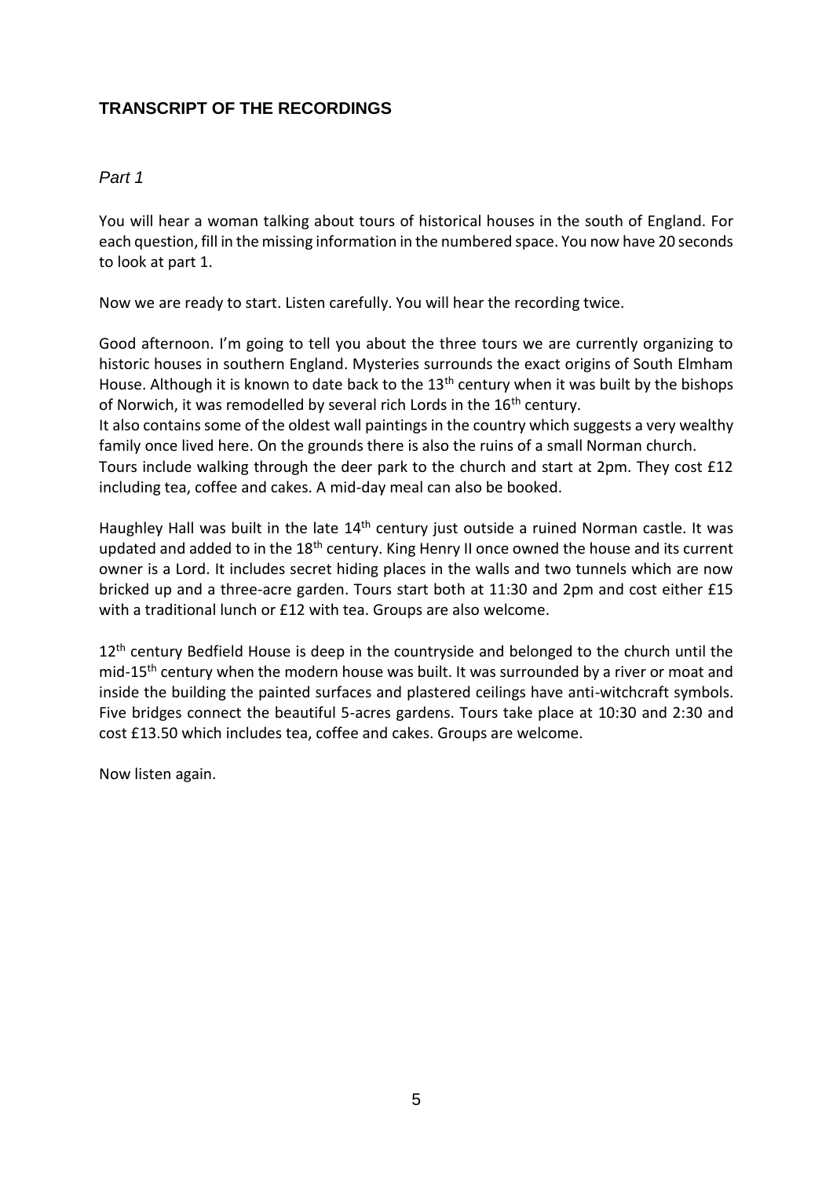## TRANSCRIPT OF THE RECORDINGS

*Part 1*

You will hear a woman talking about tours of historical houses in the south of England. For each question, fill in the missing information in the numbered space. You now have 20 seconds to look at part 1.

Now we are ready to start. Listen carefully. You will hear the recording twice.

Good afternoon. I'm going to tell you about the three tours we are currently organizing to historic houses in southern England. Mysteries surrounds the exact origins of South Elmham House. Although it is known to date back to the 13th century when it was built by the bishops of Norwich, it was remodelled by several rich Lords in the 16th century.

It also contains some of the oldest wall paintings in the country which suggests a very wealthy family once lived here. On the grounds there is also the ruins of a small Norman church.

Tours include walking through the deer park to the church and start at 2pm. They cost £12 including tea, coffee and cakes. A mid-day meal can also be booked.

Haughley Hall was built in the late 14th century just outside a ruined Norman castle. It was updated and added to in the 18th century. King Henry II once owned the house and its current owner is a Lord. It includes secret hiding places in the walls and two tunnels which are now bricked up and a three-acre garden. Tours start both at 11:30 and 2pm and cost either £15 with a traditional lunch or £12 with tea. Groups are also welcome.

12th century Bedfield House is deep in the countryside and belonged to the church until the mid-15th century when the modern house was built. It was surrounded by a river or moat and inside the building the painted surfaces and plastered ceilings have anti-witchcraft symbols. Five bridges connect the beautiful 5-acres gardens. Tours take place at 10:30 and 2:30 and cost £13.50 which includes tea, coffee and cakes. Groups are welcome.

Now listen again.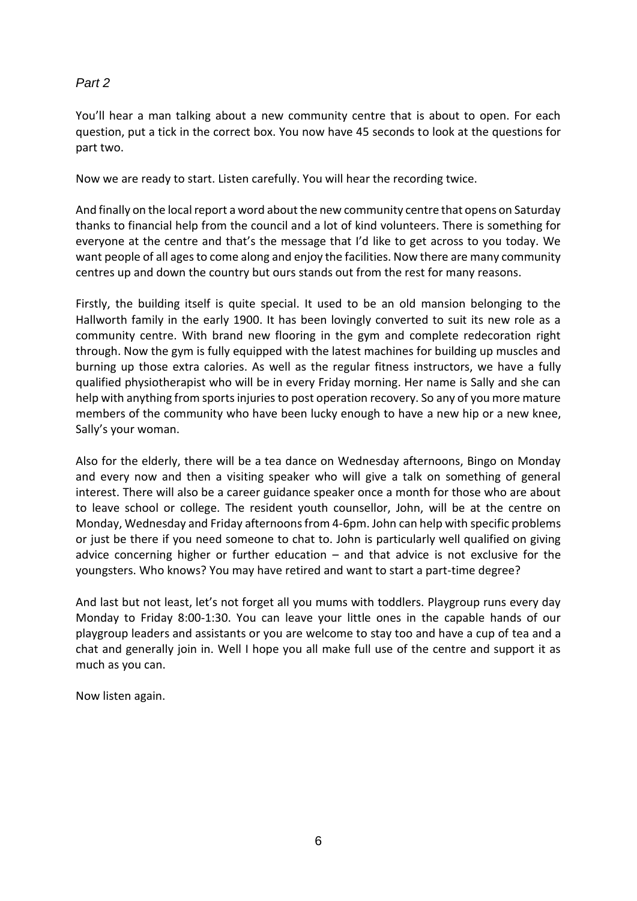*Part 2*

You'll hear a man talking about a new community centre that is about to open. For each question, put a tick in the correct box. You now have 45 seconds to look at the questions for part two.

Now we are ready to start. Listen carefully. You will hear the recording twice.

And finally on the local report a word about the new community centre that opens on Saturday thanks to financial help from the council and a lot of kind volunteers. There is something for everyone at the centre and that's the message that I'd like to get across to you today. We want people of all ages to come along and enjoy the facilities. Now there are many community centres up and down the country but ours stands out from the rest for many reasons.

Firstly, the building itself is quite special. It used to be an old mansion belonging to the Hallworth family in the early 1900. It has been lovingly converted to suit its new role as a community centre. With brand new flooring in the gym and complete redecoration right through. Now the gym is fully equipped with the latest machines for building up muscles and burning up those extra calories. As well as the regular fitness instructors, we have a fully qualified physiotherapist who will be in every Friday morning. Her name is Sally and she can help with anything from sports injuries to post operation recovery. So any of you more mature members of the community who have been lucky enough to have a new hip or a new knee, Sally's your woman.

Also for the elderly, there will be a tea dance on Wednesday afternoons, Bingo on Monday and every now and then a visiting speaker who will give a talk on something of general interest. There will also be a career guidance speaker once a month for those who are about to leave school or college. The resident youth counsellor, John, will be at the centre on Monday, Wednesday and Friday afternoons from 4-6pm. John can help with specific problems or just be there if you need someone to chat to. John is particularly well qualified on giving advice concerning higher or further education – and that advice is not exclusive for the youngsters. Who knows? You may have retired and want to start a part-time degree?

And last but not least, let's not forget all you mums with toddlers. Playgroup runs every day Monday to Friday 8:00-1:30. You can leave your little ones in the capable hands of our playgroup leaders and assistants or you are welcome to stay too and have a cup of tea and a chat and generally join in. Well I hope you all make full use of the centre and support it as much as you can.

Now listen again.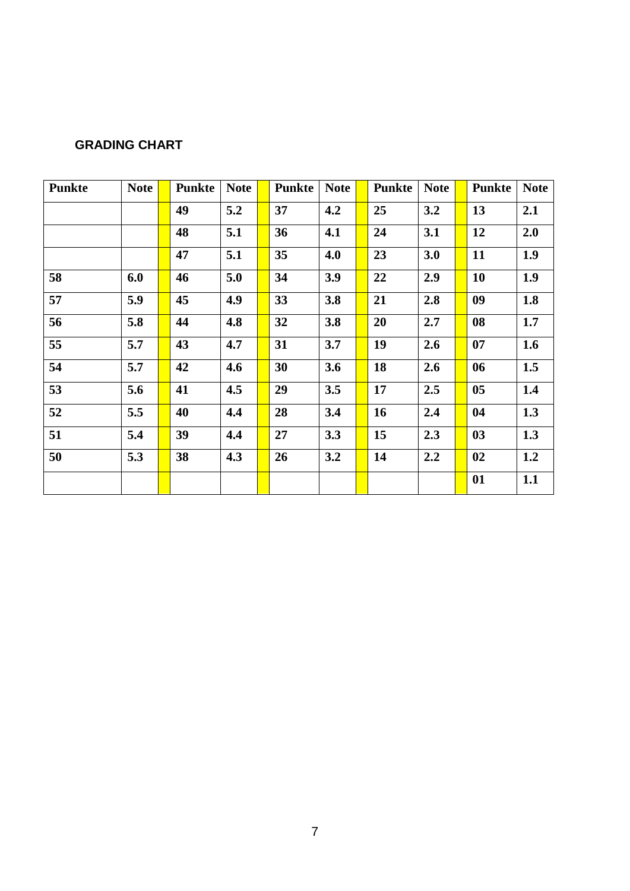**GRADING CHART**

| Punkte | Note | | Punkte | Note | | Punkte | Note | | Punkte | Note | | Punkte | Note |
|---|---|---|---|---|---|---|---|---|---|---|---|---|---|
| | | | 49 | 5.2 | | 37 | 4.2 | | 25 | 3.2 | | 13 | 2.1 |
| | | | 48 | 5.1 | | 36 | 4.1 | | 24 | 3.1 | | 12 | 2.0 |
| | | | 47 | 5.1 | | 35 | 4.0 | | 23 | 3.0 | | 11 | 1.9 |
| 58 | 6.0 | | 46 | 5.0 | | 34 | 3.9 | | 22 | 2.9 | | 10 | 1.9 |
| 57 | 5.9 | | 45 | 4.9 | | 33 | 3.8 | | 21 | 2.8 | | 09 | 1.8 |
| 56 | 5.8 | | 44 | 4.8 | | 32 | 3.8 | | 20 | 2.7 | | 08 | 1.7 |
| 55 | 5.7 | | 43 | 4.7 | | 31 | 3.7 | | 19 | 2.6 | | 07 | 1.6 |
| 54 | 5.7 | | 42 | 4.6 | | 30 | 3.6 | | 18 | 2.6 | | 06 | 1.5 |
| 53 | 5.6 | | 41 | 4.5 | | 29 | 3.5 | | 17 | 2.5 | | 05 | 1.4 |
| 52 | 5.5 | | 40 | 4.4 | | 28 | 3.4 | | 16 | 2.4 | | 04 | 1.3 |
| 51 | 5.4 | | 39 | 4.4 | | 27 | 3.3 | | 15 | 2.3 | | 03 | 1.3 |
| 50 | 5.3 | | 38 | 4.3 | | 26 | 3.2 | | 14 | 2.2 | | 02 | 1.2 |
| | | | | | | | | | | | | 01 | 1.1 |